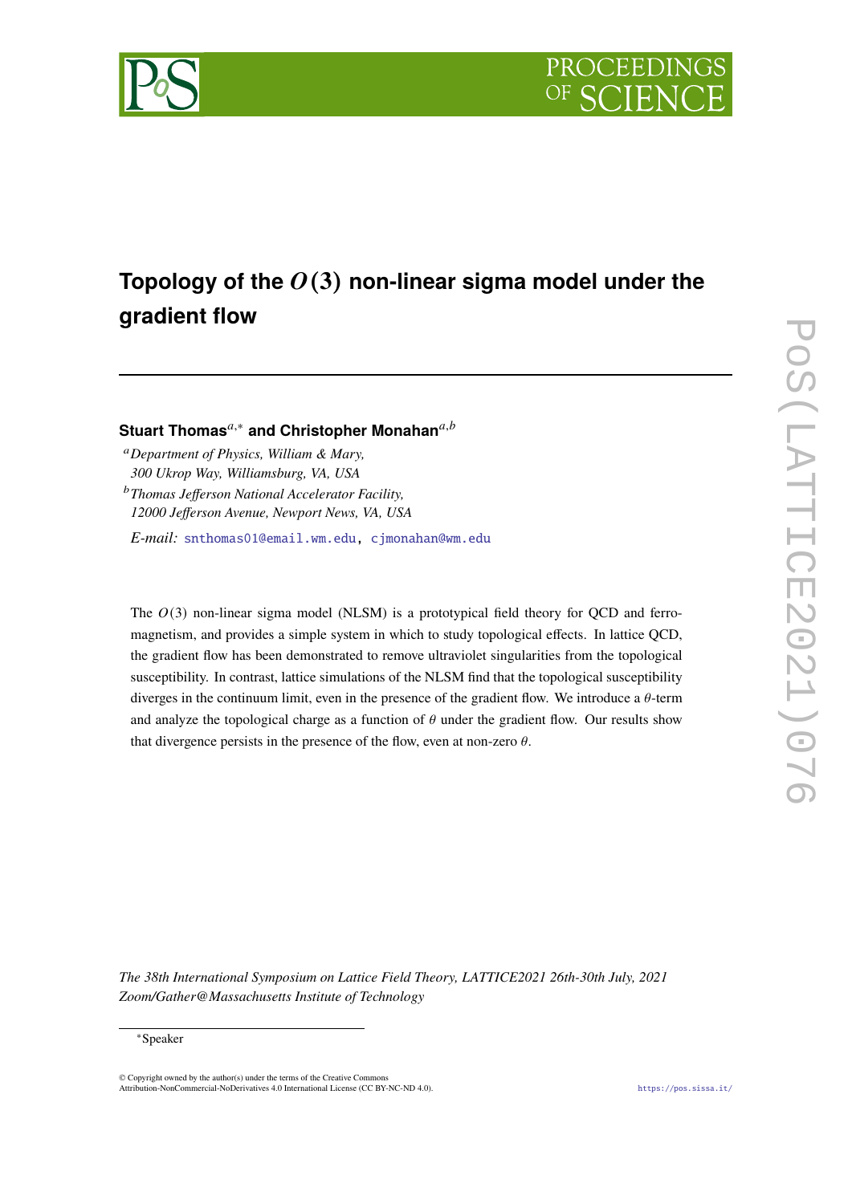# Topology of the $O(3)$ non-linear sigma model under the gradient flow

**Stuart Thomas**[a,*] **and Christopher Monahan**[a,b]

[a] *Department of Physics, William & Mary, 300 Ukrop Way, Williamsburg, VA, USA*

[b] *Thomas Jefferson National Accelerator Facility, 12000 Jefferson Avenue, Newport News, VA, USA*

*E-mail:* snthomas01@email.wm.edu, cjmonahan@wm.edu

The $O(3)$ non-linear sigma model (NLSM) is a prototypical field theory for QCD and ferromagnetism, and provides a simple system in which to study topological effects. In lattice QCD, the gradient flow has been demonstrated to remove ultraviolet singularities from the topological susceptibility. In contrast, lattice simulations of the NLSM find that the topological susceptibility diverges in the continuum limit, even in the presence of the gradient flow. We introduce a $\theta$-term and analyze the topological charge as a function of $\theta$ under the gradient flow. Our results show that divergence persists in the presence of the flow, even at non-zero $\theta$.

*The 38th International Symposium on Lattice Field Theory, LATTICE2021 26th-30th July, 2021 Zoom/Gather@Massachusetts Institute of Technology*

[*] Speaker

© Copyright owned by the author(s) under the terms of the Creative Commons Attribution-NonCommercial-NoDerivatives 4.0 International License (CC BY-NC-ND 4.0).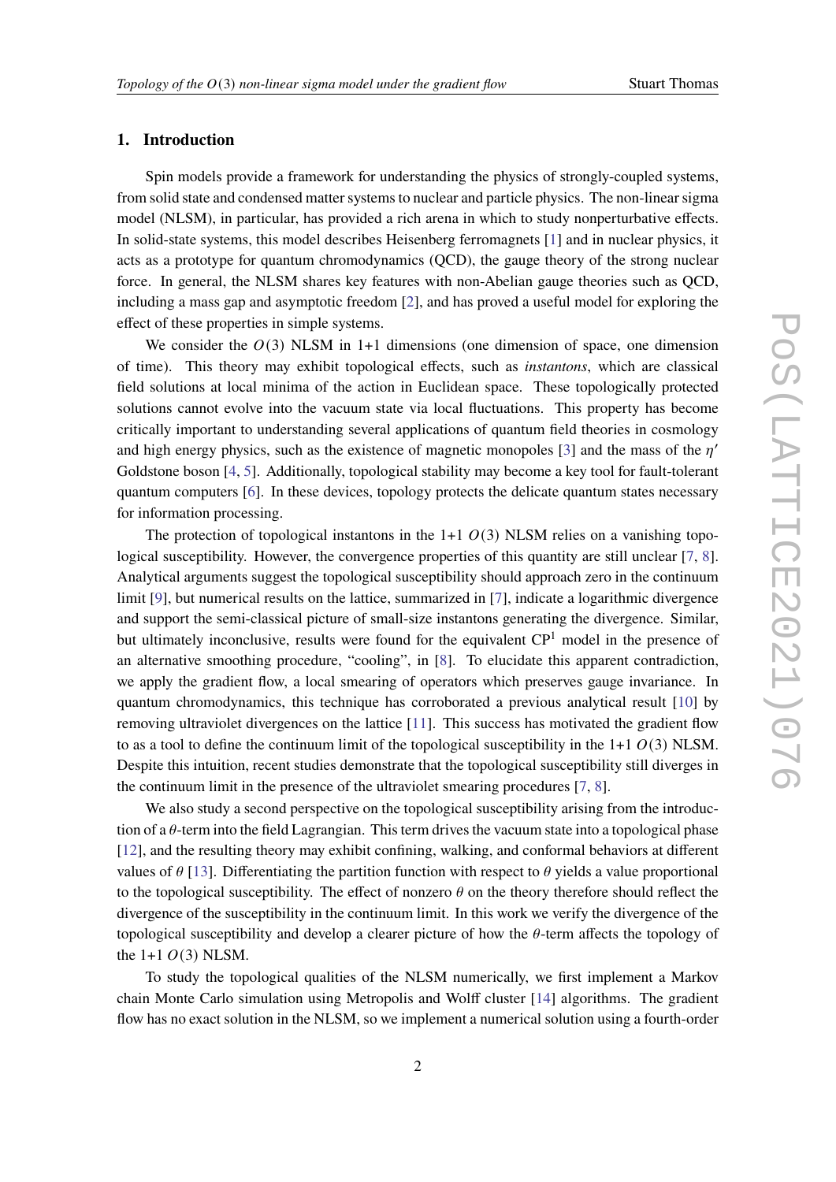## 1. Introduction

Spin models provide a framework for understanding the physics of strongly-coupled systems, from solid state and condensed matter systems to nuclear and particle physics. The non-linear sigma model (NLSM), in particular, has provided a rich arena in which to study nonperturbative effects. In solid-state systems, this model describes Heisenberg ferromagnets [1] and in nuclear physics, it acts as a prototype for quantum chromodynamics (QCD), the gauge theory of the strong nuclear force. In general, the NLSM shares key features with non-Abelian gauge theories such as QCD, including a mass gap and asymptotic freedom [2], and has proved a useful model for exploring the effect of these properties in simple systems.

We consider the $O(3)$ NLSM in 1+1 dimensions (one dimension of space, one dimension of time). This theory may exhibit topological effects, such as *instantons*, which are classical field solutions at local minima of the action in Euclidean space. These topologically protected solutions cannot evolve into the vacuum state via local fluctuations. This property has become critically important to understanding several applications of quantum field theories in cosmology and high energy physics, such as the existence of magnetic monopoles [3] and the mass of the $\eta'$ Goldstone boson [4, 5]. Additionally, topological stability may become a key tool for fault-tolerant quantum computers [6]. In these devices, topology protects the delicate quantum states necessary for information processing.

The protection of topological instantons in the 1+1 $O(3)$ NLSM relies on a vanishing topological susceptibility. However, the convergence properties of this quantity are still unclear [7, 8]. Analytical arguments suggest the topological susceptibility should approach zero in the continuum limit [9], but numerical results on the lattice, summarized in [7], indicate a logarithmic divergence and support the semi-classical picture of small-size instantons generating the divergence. Similar, but ultimately inconclusive, results were found for the equivalent $\mathrm{CP}^1$ model in the presence of an alternative smoothing procedure, "cooling", in [8]. To elucidate this apparent contradiction, we apply the gradient flow, a local smearing of operators which preserves gauge invariance. In quantum chromodynamics, this technique has corroborated a previous analytical result [10] by removing ultraviolet divergences on the lattice [11]. This success has motivated the gradient flow to as a tool to define the continuum limit of the topological susceptibility in the 1+1 $O(3)$ NLSM. Despite this intuition, recent studies demonstrate that the topological susceptibility still diverges in the continuum limit in the presence of the ultraviolet smearing procedures [7, 8].

We also study a second perspective on the topological susceptibility arising from the introduction of a $\theta$-term into the field Lagrangian. This term drives the vacuum state into a topological phase [12], and the resulting theory may exhibit confining, walking, and conformal behaviors at different values of $\theta$ [13]. Differentiating the partition function with respect to $\theta$ yields a value proportional to the topological susceptibility. The effect of nonzero $\theta$ on the theory therefore should reflect the divergence of the susceptibility in the continuum limit. In this work we verify the divergence of the topological susceptibility and develop a clearer picture of how the $\theta$-term affects the topology of the 1+1 $O(3)$ NLSM.

To study the topological qualities of the NLSM numerically, we first implement a Markov chain Monte Carlo simulation using Metropolis and Wolff cluster [14] algorithms. The gradient flow has no exact solution in the NLSM, so we implement a numerical solution using a fourth-order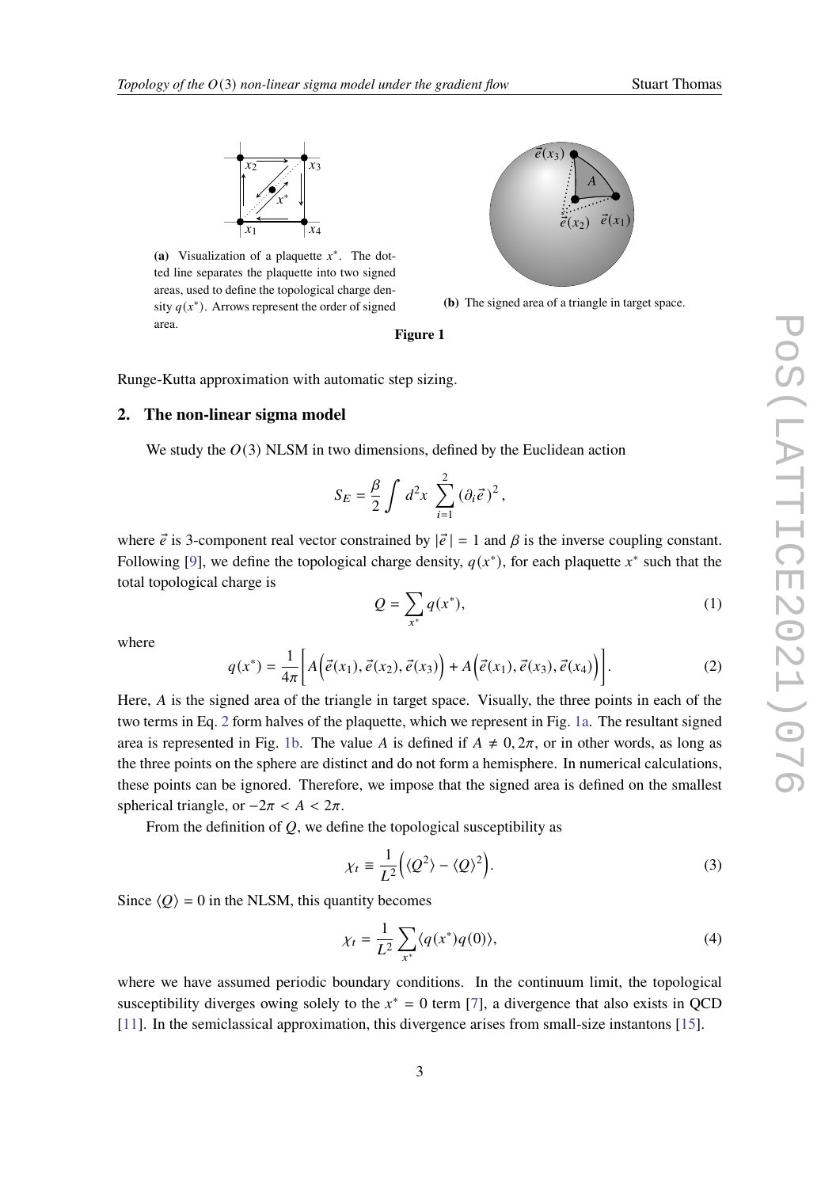(a) Visualization of a plaquette $x^*$. The dotted line separates the plaquette into two signed areas, used to define the topological charge density $q(x^*)$. Arrows represent the order of signed area.

(b) The signed area of a triangle in target space.

**Figure 1**

Runge-Kutta approximation with automatic step sizing.

## 2. The non-linear sigma model

We study the $O(3)$ NLSM in two dimensions, defined by the Euclidean action

$$S_E = \frac{\beta}{2} \int d^2x \sum_{i=1}^{2} (\partial_i \vec{e}\,)^2 ,$$

where $\vec{e}$ is 3-component real vector constrained by $|\vec{e}\,| = 1$ and $\beta$ is the inverse coupling constant. Following [9], we define the topological charge density, $q(x^*)$, for each plaquette $x^*$ such that the total topological charge is

$$Q = \sum_{x^*} q(x^*), \tag{1}$$

where

$$q(x^*) = \frac{1}{4\pi}\left[ A\Big(\vec{e}(x_1), \vec{e}(x_2), \vec{e}(x_3)\Big) + A\Big(\vec{e}(x_1), \vec{e}(x_3), \vec{e}(x_4)\Big)\right]. \tag{2}$$

Here, $A$ is the signed area of the triangle in target space. Visually, the three points in each of the two terms in Eq. 2 form halves of the plaquette, which we represent in Fig. 1a. The resultant signed area is represented in Fig. 1b. The value $A$ is defined if $A \neq 0, 2\pi$, or in other words, as long as the three points on the sphere are distinct and do not form a hemisphere. In numerical calculations, these points can be ignored. Therefore, we impose that the signed area is defined on the smallest spherical triangle, or $-2\pi < A < 2\pi$.

From the definition of $Q$, we define the topological susceptibility as

$$\chi_t \equiv \frac{1}{L^2}\Big(\langle Q^2\rangle - \langle Q\rangle^2\Big). \tag{3}$$

Since $\langle Q\rangle = 0$ in the NLSM, this quantity becomes

$$\chi_t = \frac{1}{L^2}\sum_{x^*}\langle q(x^*)q(0)\rangle, \tag{4}$$

where we have assumed periodic boundary conditions. In the continuum limit, the topological susceptibility diverges owing solely to the $x^* = 0$ term [7], a divergence that also exists in QCD [11]. In the semiclassical approximation, this divergence arises from small-size instantons [15].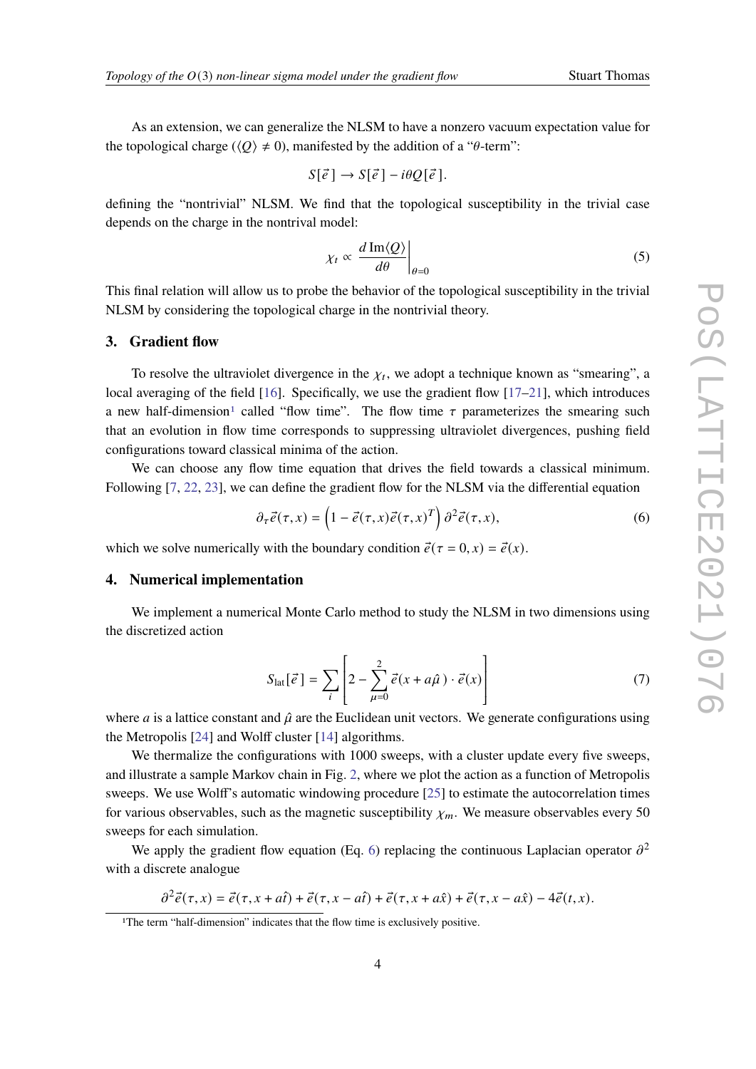As an extension, we can generalize the NLSM to have a nonzero vacuum expectation value for the topological charge ($\langle Q \rangle \neq 0$), manifested by the addition of a "$\theta$-term":

$$S[\vec{e}\,] \rightarrow S[\vec{e}\,] - i\theta Q[\vec{e}\,].$$

defining the "nontrivial" NLSM. We find that the topological susceptibility in the trivial case depends on the charge in the nontrival model:

$$\chi_t \propto \left. \frac{d\,\mathrm{Im}\langle Q \rangle}{d\theta} \right|_{\theta=0} \tag{5}$$

This final relation will allow us to probe the behavior of the topological susceptibility in the trivial NLSM by considering the topological charge in the nontrivial theory.

## 3. Gradient flow

To resolve the ultraviolet divergence in the $\chi_t$, we adopt a technique known as "smearing", a local averaging of the field [16]. Specifically, we use the gradient flow [17–21], which introduces a new half-dimension[1] called "flow time". The flow time $\tau$ parameterizes the smearing such that an evolution in flow time corresponds to suppressing ultraviolet divergences, pushing field configurations toward classical minima of the action.

We can choose any flow time equation that drives the field towards a classical minimum. Following [7, 22, 23], we can define the gradient flow for the NLSM via the differential equation

$$\partial_\tau \vec{e}(\tau, x) = \left(1 - \vec{e}(\tau, x)\vec{e}(\tau, x)^T\right) \partial^2 \vec{e}(\tau, x), \tag{6}$$

which we solve numerically with the boundary condition $\vec{e}(\tau = 0, x) = \vec{e}(x)$.

## 4. Numerical implementation

We implement a numerical Monte Carlo method to study the NLSM in two dimensions using the discretized action

$$S_{\text{lat}}[\vec{e}\,] = \sum_i \left[ 2 - \sum_{\mu=0}^{2} \vec{e}(x + a\hat{\mu}\,) \cdot \vec{e}(x) \right] \tag{7}$$

where $a$ is a lattice constant and $\hat{\mu}$ are the Euclidean unit vectors. We generate configurations using the Metropolis [24] and Wolff cluster [14] algorithms.

We thermalize the configurations with 1000 sweeps, with a cluster update every five sweeps, and illustrate a sample Markov chain in Fig. 2, where we plot the action as a function of Metropolis sweeps. We use Wolff's automatic windowing procedure [25] to estimate the autocorrelation times for various observables, such as the magnetic susceptibility $\chi_m$. We measure observables every 50 sweeps for each simulation.

We apply the gradient flow equation (Eq. 6) replacing the continuous Laplacian operator $\partial^2$ with a discrete analogue

$$\partial^2 \vec{e}(\tau, x) = \vec{e}(\tau, x + a\hat{t}) + \vec{e}(\tau, x - a\hat{t}) + \vec{e}(\tau, x + a\hat{x}) + \vec{e}(\tau, x - a\hat{x}) - 4\vec{e}(t, x).$$

[1] The term "half-dimension" indicates that the flow time is exclusively positive.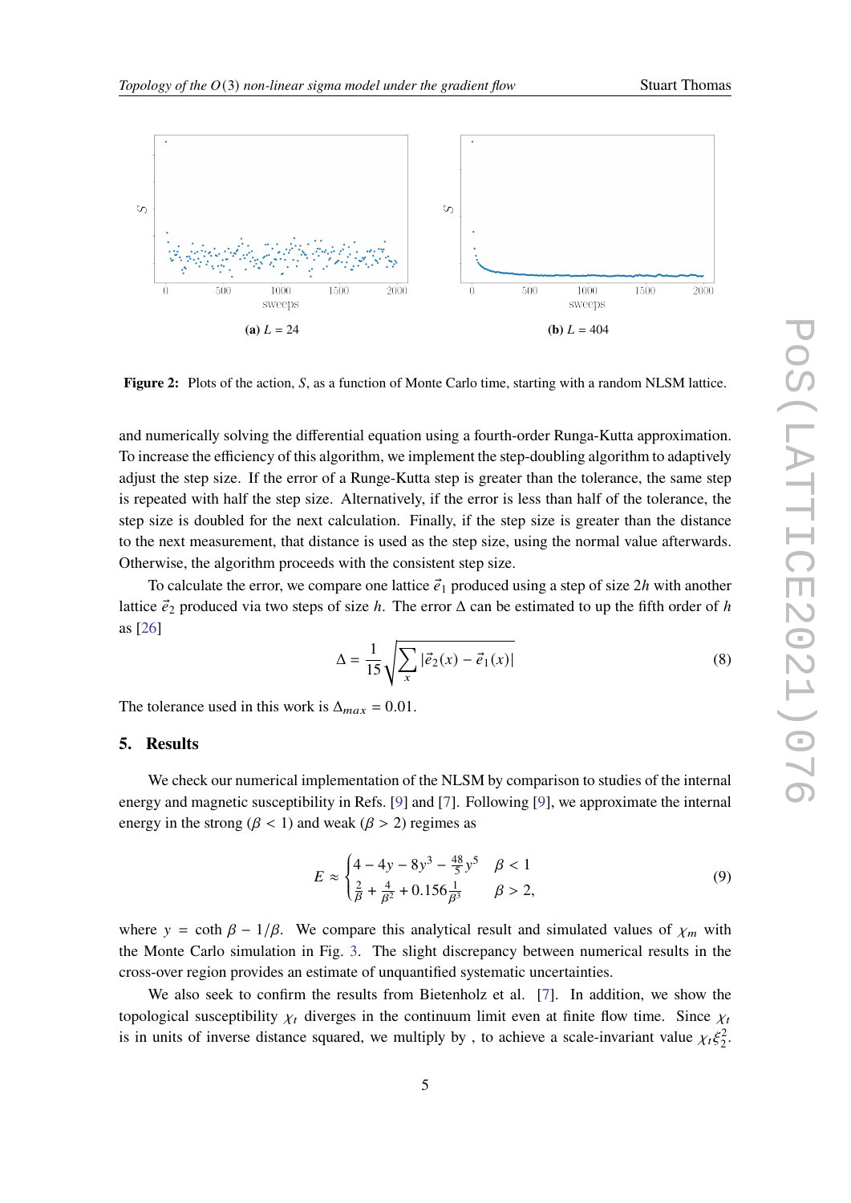**(a)** $L = 24$

**(b)** $L = 404$

**Figure 2:** Plots of the action, $S$, as a function of Monte Carlo time, starting with a random NLSM lattice.

and numerically solving the differential equation using a fourth-order Runga-Kutta approximation. To increase the efficiency of this algorithm, we implement the step-doubling algorithm to adaptively adjust the step size. If the error of a Runge-Kutta step is greater than the tolerance, the same step is repeated with half the step size. Alternatively, if the error is less than half of the tolerance, the step size is doubled for the next calculation. Finally, if the step size is greater than the distance to the next measurement, that distance is used as the step size, using the normal value afterwards. Otherwise, the algorithm proceeds with the consistent step size.

To calculate the error, we compare one lattice $\vec{e}_1$ produced using a step of size $2h$ with another lattice $\vec{e}_2$ produced via two steps of size $h$. The error $\Delta$ can be estimated to up the fifth order of $h$ as [26]

$$
\Delta = \frac{1}{15}\sqrt{\sum_x |\vec{e}_2(x) - \vec{e}_1(x)|} \tag{8}
$$

The tolerance used in this work is $\Delta_{max} = 0.01$.

## 5. Results

We check our numerical implementation of the NLSM by comparison to studies of the internal energy and magnetic susceptibility in Refs. [9] and [7]. Following [9], we approximate the internal energy in the strong ($\beta < 1$) and weak ($\beta > 2$) regimes as

$$
E \approx \begin{cases} 4 - 4y - 8y^3 - \frac{48}{5}y^5 & \beta < 1 \\ \frac{2}{\beta} + \frac{4}{\beta^2} + 0.156\frac{1}{\beta^3} & \beta > 2, \end{cases} \tag{9}
$$

where $y = \coth\beta - 1/\beta$. We compare this analytical result and simulated values of $\chi_m$ with the Monte Carlo simulation in Fig. 3. The slight discrepancy between numerical results in the cross-over region provides an estimate of unquantified systematic uncertainties.

We also seek to confirm the results from Bietenholz et al. [7]. In addition, we show the topological susceptibility $\chi_t$ diverges in the continuum limit even at finite flow time. Since $\chi_t$ is in units of inverse distance squared, we multiply by , to achieve a scale-invariant value $\chi_t\xi_2^2$.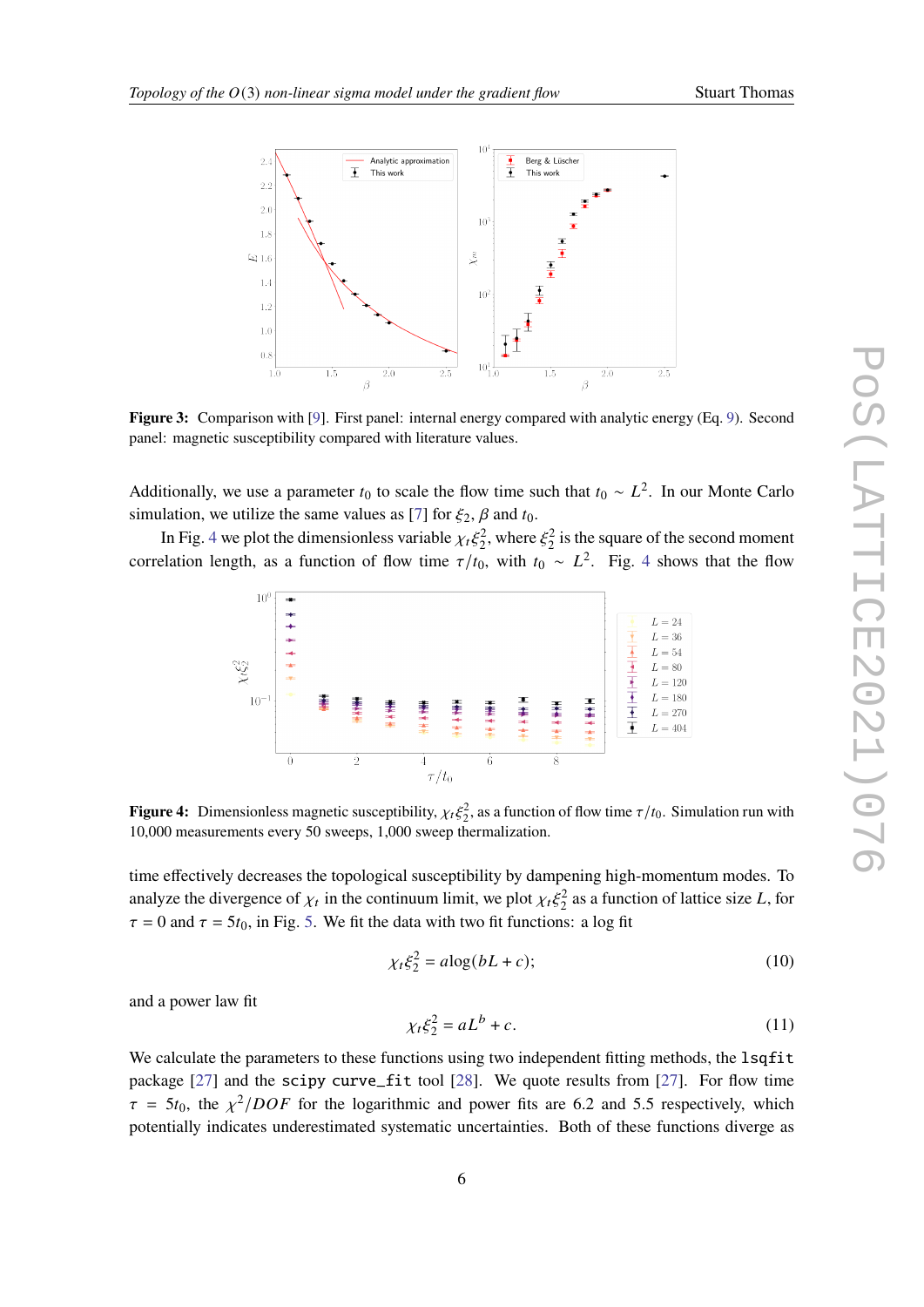**Figure 3:** Comparison with [9]. First panel: internal energy compared with analytic energy (Eq. 9). Second panel: magnetic susceptibility compared with literature values.

Additionally, we use a parameter $t_0$ to scale the flow time such that $t_0 \sim L^2$. In our Monte Carlo simulation, we utilize the same values as [7] for $\xi_2$, $\beta$ and $t_0$.

In Fig. 4 we plot the dimensionless variable $\chi_t \xi_2^2$, where $\xi_2^2$ is the square of the second moment correlation length, as a function of flow time $\tau/t_0$, with $t_0 \sim L^2$. Fig. 4 shows that the flow time effectively decreases the topological susceptibility by dampening high-momentum modes. To analyze the divergence of $\chi_t$ in the continuum limit, we plot $\chi_t \xi_2^2$ as a function of lattice size $L$, for $\tau = 0$ and $\tau = 5t_0$, in Fig. 5. We fit the data with two fit functions: a log fit

$$\chi_t \xi_2^2 = a \log(bL + c); \tag{10}$$

and a power law fit

$$\chi_t \xi_2^2 = aL^b + c. \tag{11}$$

**Figure 4:** Dimensionless magnetic susceptibility, $\chi_t \xi_2^2$, as a function of flow time $\tau/t_0$. Simulation run with 10,000 measurements every 50 sweeps, 1,000 sweep thermalization.

We calculate the parameters to these functions using two independent fitting methods, the `lsqfit` package [27] and the `scipy curve_fit` tool [28]. We quote results from [27]. For flow time $\tau = 5t_0$, the $\chi^2/DOF$ for the logarithmic and power fits are 6.2 and 5.5 respectively, which potentially indicates underestimated systematic uncertainties. Both of these functions diverge as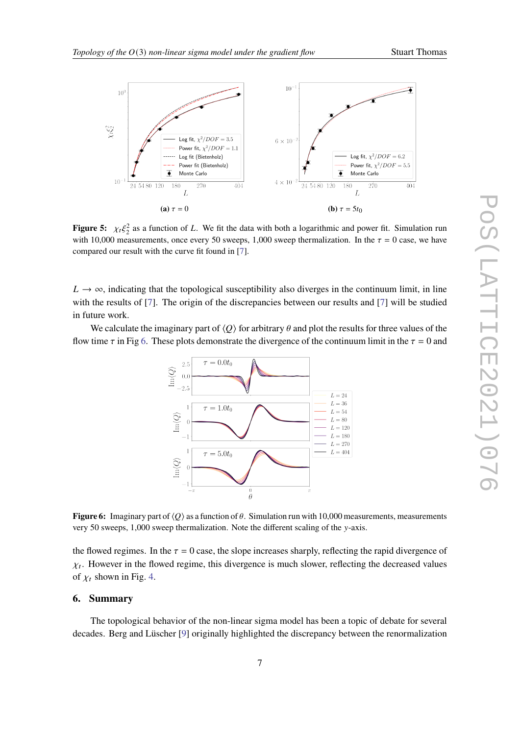**(a)** $\tau = 0$

**(b)** $\tau = 5t_0$

**Figure 5:** $\chi_t \xi_2^2$ as a function of $L$. We fit the data with both a logarithmic and power fit. Simulation run with 10,000 measurements, once every 50 sweeps, 1,000 sweep thermalization. In the $\tau = 0$ case, we have compared our result with the curve fit found in [7].

$L \to \infty$, indicating that the topological susceptibility also diverges in the continuum limit, in line with the results of [7]. The origin of the discrepancies between our results and [7] will be studied in future work.

We calculate the imaginary part of $\langle Q \rangle$ for arbitrary $\theta$ and plot the results for three values of the flow time $\tau$ in Fig 6. These plots demonstrate the divergence of the continuum limit in the $\tau = 0$ and

**Figure 6:** Imaginary part of $\langle Q \rangle$ as a function of $\theta$. Simulation run with 10,000 measurements, measurements very 50 sweeps, 1,000 sweep thermalization. Note the different scaling of the $y$-axis.

the flowed regimes. In the $\tau = 0$ case, the slope increases sharply, reflecting the rapid divergence of $\chi_t$. However in the flowed regime, this divergence is much slower, reflecting the decreased values of $\chi_t$ shown in Fig. 4.

## 6. Summary

The topological behavior of the non-linear sigma model has been a topic of debate for several decades. Berg and Lüscher [9] originally highlighted the discrepancy between the renormalization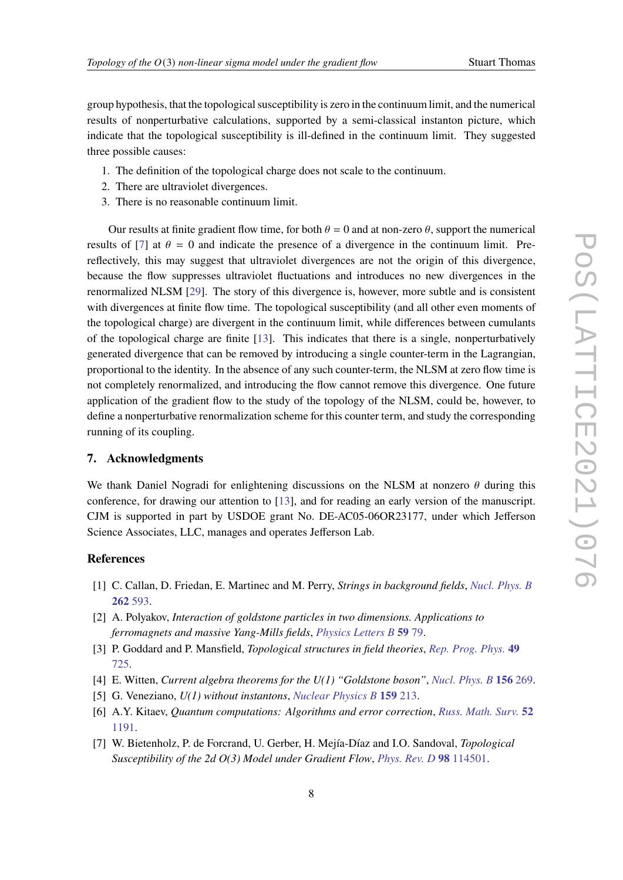group hypothesis, that the topological susceptibility is zero in the continuum limit, and the numerical results of nonperturbative calculations, supported by a semi-classical instanton picture, which indicate that the topological susceptibility is ill-defined in the continuum limit. They suggested three possible causes:

1. The definition of the topological charge does not scale to the continuum.
2. There are ultraviolet divergences.
3. There is no reasonable continuum limit.

Our results at finite gradient flow time, for both $\theta = 0$ and at non-zero $\theta$, support the numerical results of [7] at $\theta = 0$ and indicate the presence of a divergence in the continuum limit. Pre-reflectively, this may suggest that ultraviolet divergences are not the origin of this divergence, because the flow suppresses ultraviolet fluctuations and introduces no new divergences in the renormalized NLSM [29]. The story of this divergence is, however, more subtle and is consistent with divergences at finite flow time. The topological susceptibility (and all other even moments of the topological charge) are divergent in the continuum limit, while differences between cumulants of the topological charge are finite [13]. This indicates that there is a single, nonperturbatively generated divergence that can be removed by introducing a single counter-term in the Lagrangian, proportional to the identity. In the absence of any such counter-term, the NLSM at zero flow time is not completely renormalized, and introducing the flow cannot remove this divergence. One future application of the gradient flow to the study of the topology of the NLSM, could be, however, to define a nonperturbative renormalization scheme for this counter term, and study the corresponding running of its coupling.

## 7. Acknowledgments

We thank Daniel Nogradi for enlightening discussions on the NLSM at nonzero $\theta$ during this conference, for drawing our attention to [13], and for reading an early version of the manuscript. CJM is supported in part by USDOE grant No. DE-AC05-06OR23177, under which Jefferson Science Associates, LLC, manages and operates Jefferson Lab.

## References

[1] C. Callan, D. Friedan, E. Martinec and M. Perry, *Strings in background fields*, Nucl. Phys. B **262** 593.

[2] A. Polyakov, *Interaction of goldstone particles in two dimensions. Applications to ferromagnets and massive Yang-Mills fields*, Physics Letters B **59** 79.

[3] P. Goddard and P. Mansfield, *Topological structures in field theories*, Rep. Prog. Phys. **49** 725.

[4] E. Witten, *Current algebra theorems for the U(1) "Goldstone boson"*, Nucl. Phys. B **156** 269.

[5] G. Veneziano, *U(1) without instantons*, Nuclear Physics B **159** 213.

[6] A.Y. Kitaev, *Quantum computations: Algorithms and error correction*, Russ. Math. Surv. **52** 1191.

[7] W. Bietenholz, P. de Forcrand, U. Gerber, H. Mejía-Díaz and I.O. Sandoval, *Topological Susceptibility of the 2d O(3) Model under Gradient Flow*, Phys. Rev. D **98** 114501.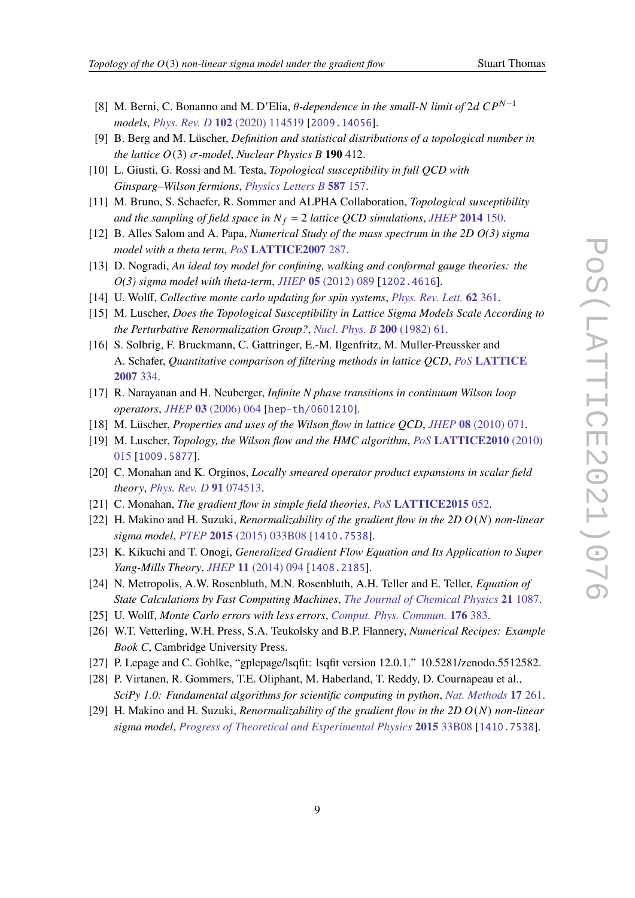[8] M. Berni, C. Bonanno and M. D'Elia, *$\theta$-dependence in the small-N limit of 2d $CP^{N-1}$ models*, Phys. Rev. D **102** (2020) 114519 [2009.14056].

[9] B. Berg and M. Lüscher, *Definition and statistical distributions of a topological number in the lattice $O(3)$ $\sigma$-model*, *Nuclear Physics B* **190** 412.

[10] L. Giusti, G. Rossi and M. Testa, *Topological susceptibility in full QCD with Ginsparg–Wilson fermions*, Physics Letters B **587** 157.

[11] M. Bruno, S. Schaefer, R. Sommer and ALPHA Collaboration, *Topological susceptibility and the sampling of field space in $N_f = 2$ lattice QCD simulations*, JHEP **2014** 150.

[12] B. Alles Salom and A. Papa, *Numerical Study of the mass spectrum in the 2D O(3) sigma model with a theta term*, PoS **LATTICE2007** 287.

[13] D. Nogradi, *An ideal toy model for confining, walking and conformal gauge theories: the O(3) sigma model with theta-term*, JHEP **05** (2012) 089 [1202.4616].

[14] U. Wolff, *Collective monte carlo updating for spin systems*, Phys. Rev. Lett. **62** 361.

[15] M. Luscher, *Does the Topological Susceptibility in Lattice Sigma Models Scale According to the Perturbative Renormalization Group?*, Nucl. Phys. B **200** (1982) 61.

[16] S. Solbrig, F. Bruckmann, C. Gattringer, E.-M. Ilgenfritz, M. Muller-Preussker and A. Schafer, *Quantitative comparison of filtering methods in lattice QCD*, PoS **LATTICE 2007** 334.

[17] R. Narayanan and H. Neuberger, *Infinite N phase transitions in continuum Wilson loop operators*, JHEP **03** (2006) 064 [hep-th/0601210].

[18] M. Lüscher, *Properties and uses of the Wilson flow in lattice QCD*, JHEP **08** (2010) 071.

[19] M. Luscher, *Topology, the Wilson flow and the HMC algorithm*, PoS **LATTICE2010** (2010) 015 [1009.5877].

[20] C. Monahan and K. Orginos, *Locally smeared operator product expansions in scalar field theory*, Phys. Rev. D **91** 074513.

[21] C. Monahan, *The gradient flow in simple field theories*, PoS **LATTICE2015** 052.

[22] H. Makino and H. Suzuki, *Renormalizability of the gradient flow in the 2D $O(N)$ non-linear sigma model*, PTEP **2015** (2015) 033B08 [1410.7538].

[23] K. Kikuchi and T. Onogi, *Generalized Gradient Flow Equation and Its Application to Super Yang-Mills Theory*, JHEP **11** (2014) 094 [1408.2185].

[24] N. Metropolis, A.W. Rosenbluth, M.N. Rosenbluth, A.H. Teller and E. Teller, *Equation of State Calculations by Fast Computing Machines*, The Journal of Chemical Physics **21** 1087.

[25] U. Wolff, *Monte Carlo errors with less errors*, Comput. Phys. Commun. **176** 383.

[26] W.T. Vetterling, W.H. Press, S.A. Teukolsky and B.P. Flannery, *Numerical Recipes: Example Book C*, Cambridge University Press.

[27] P. Lepage and C. Gohlke, "gplepage/lsqfit: lsqfit version 12.0.1." 10.5281/zenodo.5512582.

[28] P. Virtanen, R. Gommers, T.E. Oliphant, M. Haberland, T. Reddy, D. Cournapeau et al., *SciPy 1.0: Fundamental algorithms for scientific computing in python*, Nat. Methods **17** 261.

[29] H. Makino and H. Suzuki, *Renormalizability of the gradient flow in the 2D $O(N)$ non-linear sigma model*, Progress of Theoretical and Experimental Physics **2015** 33B08 [1410.7538].